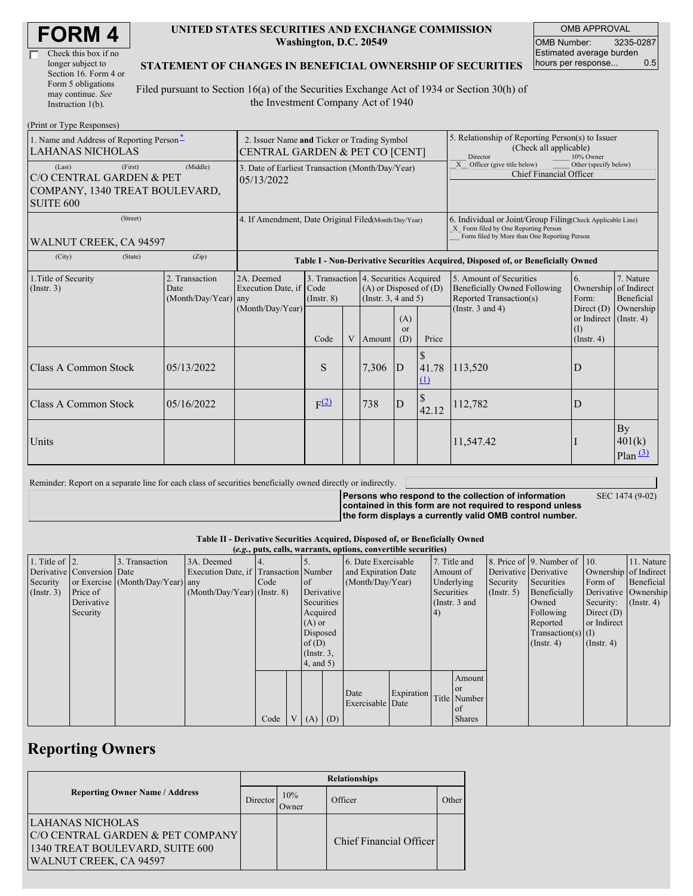# FORM 4

☐ Check this box if no longer subject to Section 16. Form 4 or Form 5 obligations may continue. *See* Instruction 1(b).

**UNITED STATES SECURITIES AND EXCHANGE COMMISSION**
**Washington, D.C. 20549**

**STATEMENT OF CHANGES IN BENEFICIAL OWNERSHIP OF SECURITIES**

Filed pursuant to Section 16(a) of the Securities Exchange Act of 1934 or Section 30(h) of the Investment Company Act of 1940

| OMB APPROVAL | |
|---|---|
| OMB Number: | 3235-0287 |
| Estimated average burden hours per response... | 0.5 |

(Print or Type Responses)

| 1. Name and Address of Reporting Person * | 2. Issuer Name and Ticker or Trading Symbol | 5. Relationship of Reporting Person(s) to Issuer (Check all applicable) |
|---|---|---|
| LAHANAS NICHOLAS | CENTRAL GARDEN & PET CO [CENT] | ___ Director ___ 10% Owner |
| (Last) (First) (Middle) C/O CENTRAL GARDEN & PET COMPANY, 1340 TREAT BOULEVARD, SUITE 600 | 3. Date of Earliest Transaction (Month/Day/Year) 05/13/2022 | _X_ Officer (give title below) ___ Other (specify below) Chief Financial Officer |
| (Street) WALNUT CREEK, CA 94597 | 4. If Amendment, Date Original Filed (Month/Day/Year) | 6. Individual or Joint/Group Filing (Check Applicable Line) _X_ Form filed by One Reporting Person ___ Form filed by More than One Reporting Person |
| (City) (State) (Zip) | | |

**Table I - Non-Derivative Securities Acquired, Disposed of, or Beneficially Owned**

| 1.Title of Security (Instr. 3) | 2. Transaction Date (Month/Day/Year) | 2A. Deemed Execution Date, if any (Month/Day/Year) | 3. Transaction Code (Instr. 8) | | 4. Securities Acquired (A) or Disposed of (D) (Instr. 3, 4 and 5) | | | 5. Amount of Securities Beneficially Owned Following Reported Transaction(s) (Instr. 3 and 4) | 6. Ownership Form: Direct (D) or Indirect (I) (Instr. 4) | 7. Nature of Indirect Beneficial Ownership (Instr. 4) |
|---|---|---|---|---|---|---|---|---|---|---|
| | | | Code | V | Amount | (A) or (D) | Price | | | |
| Class A Common Stock | 05/13/2022 | | S | | 7,306 | D | $ 41.78 (1) | 113,520 | D | |
| Class A Common Stock | 05/16/2022 | | F (2) | | 738 | D | $ 42.12 | 112,782 | D | |
| Units | | | | | | | | 11,547.42 | I | By 401(k) Plan (3) |

Reminder: Report on a separate line for each class of securities beneficially owned directly or indirectly.

**Persons who respond to the collection of information contained in this form are not required to respond unless the form displays a currently valid OMB control number.** SEC 1474 (9-02)

**Table II - Derivative Securities Acquired, Disposed of, or Beneficially Owned**
**(*e.g.*, puts, calls, warrants, options, convertible securities)**

| 1. Title of Derivative Security (Instr. 3) | 2. Conversion or Exercise Price of Derivative Security | 3. Transaction Date (Month/Day/Year) | 3A. Deemed Execution Date, if any (Month/Day/Year) | 4. Transaction Code (Instr. 8) | | 5. Number of Derivative Securities Acquired (A) or Disposed of (D) (Instr. 3, 4, and 5) | | 6. Date Exercisable and Expiration Date (Month/Day/Year) | | 7. Title and Amount of Underlying Securities (Instr. 3 and 4) | | 8. Price of Derivative Security (Instr. 5) | 9. Number of Derivative Securities Beneficially Owned Following Reported Transaction(s) (Instr. 4) | 10. Ownership Form of Derivative Security: Direct (D) or Indirect (I) (Instr. 4) | 11. Nature of Indirect Beneficial Ownership (Instr. 4) |
|---|---|---|---|---|---|---|---|---|---|---|---|---|---|---|---|
| | | | | Code | V | (A) | (D) | Date Exercisable | Expiration Date | Title | Amount or Number of Shares | | | | |

## Reporting Owners

| Reporting Owner Name / Address | Relationships | | | |
|---|---|---|---|---|
| | Director | 10% Owner | Officer | Other |
| LAHANAS NICHOLAS C/O CENTRAL GARDEN & PET COMPANY 1340 TREAT BOULEVARD, SUITE 600 WALNUT CREEK, CA 94597 | | | Chief Financial Officer | |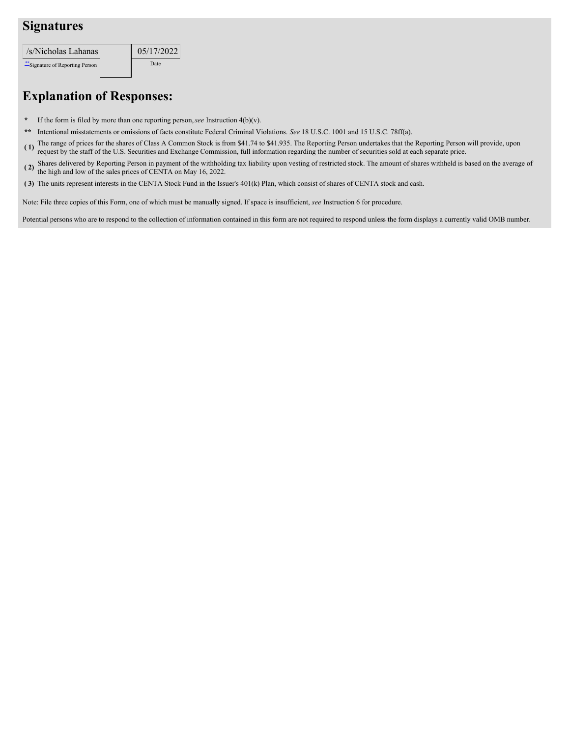## Signatures

| | | |
|---|---|---|
| /s/Nicholas Lahanas | | 05/17/2022 |
| ** Signature of Reporting Person | | Date |

## Explanation of Responses:

- \* If the form is filed by more than one reporting person, *see* Instruction 4(b)(v).
- \*\* Intentional misstatements or omissions of facts constitute Federal Criminal Violations. *See* 18 U.S.C. 1001 and 15 U.S.C. 78ff(a).
- ( 1) The range of prices for the shares of Class A Common Stock is from $41.74 to $41.935. The Reporting Person undertakes that the Reporting Person will provide, upon request by the staff of the U.S. Securities and Exchange Commission, full information regarding the number of securities sold at each separate price.
- ( 2) Shares delivered by Reporting Person in payment of the withholding tax liability upon vesting of restricted stock. The amount of shares withheld is based on the average of the high and low of the sales prices of CENTA on May 16, 2022.
- ( 3) The units represent interests in the CENTA Stock Fund in the Issuer's 401(k) Plan, which consist of shares of CENTA stock and cash.

Note: File three copies of this Form, one of which must be manually signed. If space is insufficient, *see* Instruction 6 for procedure.

Potential persons who are to respond to the collection of information contained in this form are not required to respond unless the form displays a currently valid OMB number.